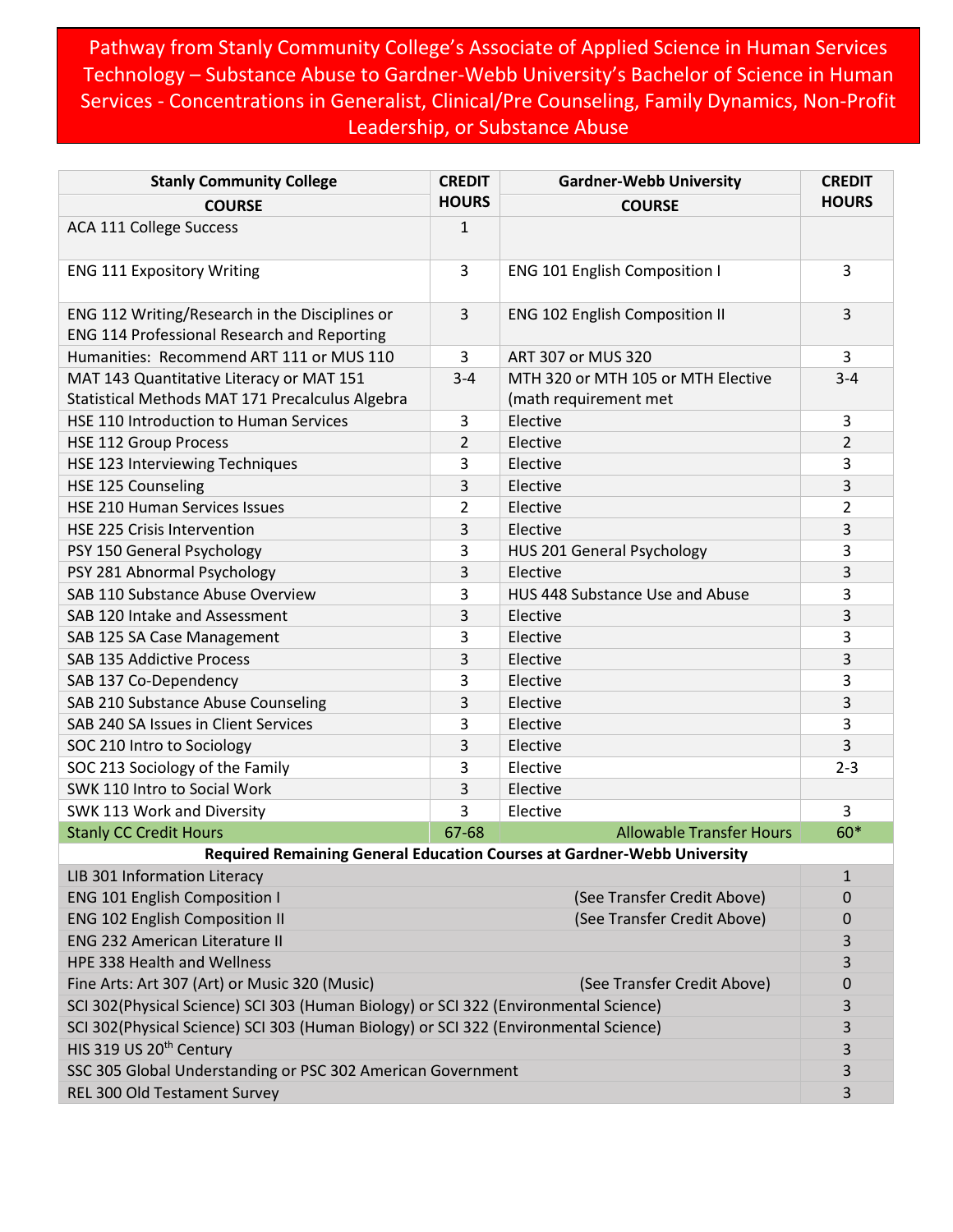# Pathway from Stanly Community College's Associate of Applied Science in Human Services Technology – Substance Abuse to Gardner-Webb University's Bachelor of Science in Human Services - Concentrations in Generalist, Clinical/Pre Counseling, Family Dynamics, Non-Profit Leadership, or Substance Abuse

| Stanly Community College COURSE | CREDIT HOURS | Gardner-Webb University COURSE | CREDIT HOURS |
|---|---|---|---|
| ACA 111 College Success | 1 | | |
| ENG 111 Expository Writing | 3 | ENG 101 English Composition I | 3 |
| ENG 112 Writing/Research in the Disciplines or ENG 114 Professional Research and Reporting | 3 | ENG 102 English Composition II | 3 |
| Humanities: Recommend ART 111 or MUS 110 | 3 | ART 307 or MUS 320 | 3 |
| MAT 143 Quantitative Literacy or MAT 151 Statistical Methods MAT 171 Precalculus Algebra | 3-4 | MTH 320 or MTH 105 or MTH Elective (math requirement met | 3-4 |
| HSE 110 Introduction to Human Services | 3 | Elective | 3 |
| HSE 112 Group Process | 2 | Elective | 2 |
| HSE 123 Interviewing Techniques | 3 | Elective | 3 |
| HSE 125 Counseling | 3 | Elective | 3 |
| HSE 210 Human Services Issues | 2 | Elective | 2 |
| HSE 225 Crisis Intervention | 3 | Elective | 3 |
| PSY 150 General Psychology | 3 | HUS 201 General Psychology | 3 |
| PSY 281 Abnormal Psychology | 3 | Elective | 3 |
| SAB 110 Substance Abuse Overview | 3 | HUS 448 Substance Use and Abuse | 3 |
| SAB 120 Intake and Assessment | 3 | Elective | 3 |
| SAB 125 SA Case Management | 3 | Elective | 3 |
| SAB 135 Addictive Process | 3 | Elective | 3 |
| SAB 137 Co-Dependency | 3 | Elective | 3 |
| SAB 210 Substance Abuse Counseling | 3 | Elective | 3 |
| SAB 240 SA Issues in Client Services | 3 | Elective | 3 |
| SOC 210 Intro to Sociology | 3 | Elective | 3 |
| SOC 213 Sociology of the Family | 3 | Elective | 2-3 |
| SWK 110 Intro to Social Work | 3 | Elective | |
| SWK 113 Work and Diversity | 3 | Elective | 3 |
| Stanly CC Credit Hours | 67-68 | Allowable Transfer Hours | 60* |
| **Required Remaining General Education Courses at Gardner-Webb University** | | | |
| LIB 301 Information Literacy | | | 1 |
| ENG 101 English Composition I | | (See Transfer Credit Above) | 0 |
| ENG 102 English Composition II | | (See Transfer Credit Above) | 0 |
| ENG 232 American Literature II | | | 3 |
| HPE 338 Health and Wellness | | | 3 |
| Fine Arts: Art 307 (Art) or Music 320 (Music) | | (See Transfer Credit Above) | 0 |
| SCI 302(Physical Science) SCI 303 (Human Biology) or SCI 322 (Environmental Science) | | | 3 |
| SCI 302(Physical Science) SCI 303 (Human Biology) or SCI 322 (Environmental Science) | | | 3 |
| HIS 319 US 20th Century | | | 3 |
| SSC 305 Global Understanding or PSC 302 American Government | | | 3 |
| REL 300 Old Testament Survey | | | 3 |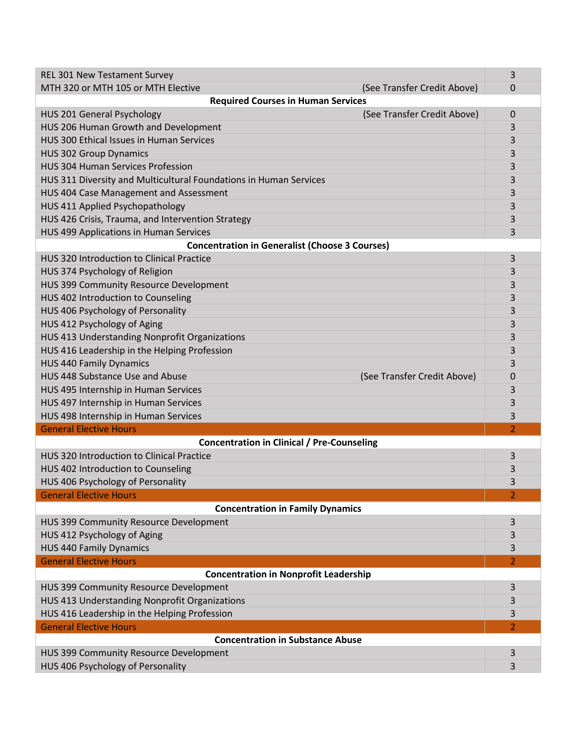| Course | Note | Credits |
|---|---|---|
| REL 301 New Testament Survey | | 3 |
| MTH 320 or MTH 105 or MTH Elective | (See Transfer Credit Above) | 0 |
| **Required Courses in Human Services** | | |
| HUS 201 General Psychology | (See Transfer Credit Above) | 0 |
| HUS 206 Human Growth and Development | | 3 |
| HUS 300 Ethical Issues in Human Services | | 3 |
| HUS 302 Group Dynamics | | 3 |
| HUS 304 Human Services Profession | | 3 |
| HUS 311 Diversity and Multicultural Foundations in Human Services | | 3 |
| HUS 404 Case Management and Assessment | | 3 |
| HUS 411 Applied Psychopathology | | 3 |
| HUS 426 Crisis, Trauma, and Intervention Strategy | | 3 |
| HUS 499 Applications in Human Services | | 3 |
| **Concentration in Generalist (Choose 3 Courses)** | | |
| HUS 320 Introduction to Clinical Practice | | 3 |
| HUS 374 Psychology of Religion | | 3 |
| HUS 399 Community Resource Development | | 3 |
| HUS 402 Introduction to Counseling | | 3 |
| HUS 406 Psychology of Personality | | 3 |
| HUS 412 Psychology of Aging | | 3 |
| HUS 413 Understanding Nonprofit Organizations | | 3 |
| HUS 416 Leadership in the Helping Profession | | 3 |
| HUS 440 Family Dynamics | | 3 |
| HUS 448 Substance Use and Abuse | (See Transfer Credit Above) | 0 |
| HUS 495 Internship in Human Services | | 3 |
| HUS 497 Internship in Human Services | | 3 |
| HUS 498 Internship in Human Services | | 3 |
| General Elective Hours | | 2 |
| **Concentration in Clinical / Pre-Counseling** | | |
| HUS 320 Introduction to Clinical Practice | | 3 |
| HUS 402 Introduction to Counseling | | 3 |
| HUS 406 Psychology of Personality | | 3 |
| General Elective Hours | | 2 |
| **Concentration in Family Dynamics** | | |
| HUS 399 Community Resource Development | | 3 |
| HUS 412 Psychology of Aging | | 3 |
| HUS 440 Family Dynamics | | 3 |
| General Elective Hours | | 2 |
| **Concentration in Nonprofit Leadership** | | |
| HUS 399 Community Resource Development | | 3 |
| HUS 413 Understanding Nonprofit Organizations | | 3 |
| HUS 416 Leadership in the Helping Profession | | 3 |
| General Elective Hours | | 2 |
| **Concentration in Substance Abuse** | | |
| HUS 399 Community Resource Development | | 3 |
| HUS 406 Psychology of Personality | | 3 |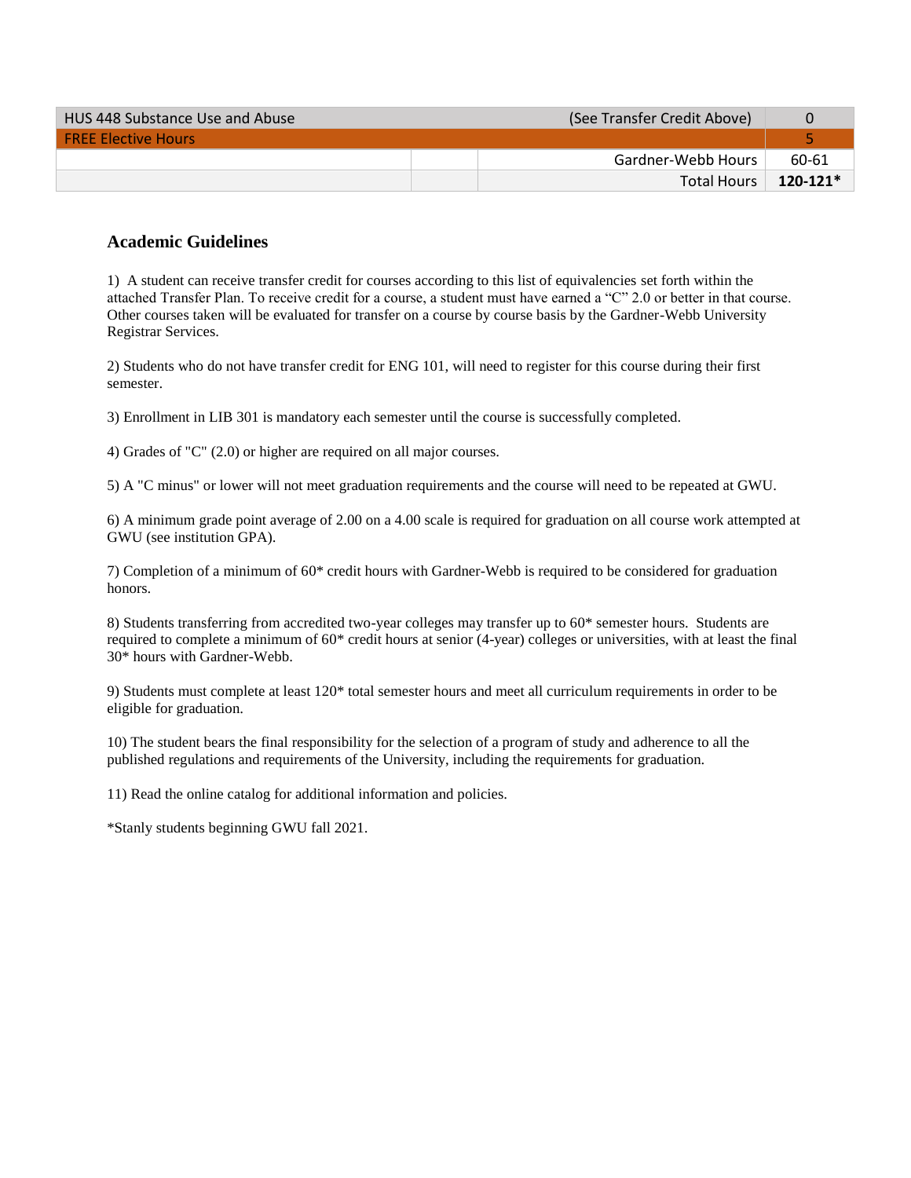| | | | |
|---|---|---|---|
| HUS 448 Substance Use and Abuse | | (See Transfer Credit Above) | 0 |
| FREE Elective Hours | | | 5 |
| | | Gardner-Webb Hours | 60-61 |
| | | Total Hours | **120-121*** |

### Academic Guidelines

1) A student can receive transfer credit for courses according to this list of equivalencies set forth within the attached Transfer Plan. To receive credit for a course, a student must have earned a "C" 2.0 or better in that course. Other courses taken will be evaluated for transfer on a course by course basis by the Gardner-Webb University Registrar Services.

2) Students who do not have transfer credit for ENG 101, will need to register for this course during their first semester.

3) Enrollment in LIB 301 is mandatory each semester until the course is successfully completed.

4) Grades of "C" (2.0) or higher are required on all major courses.

5) A "C minus" or lower will not meet graduation requirements and the course will need to be repeated at GWU.

6) A minimum grade point average of 2.00 on a 4.00 scale is required for graduation on all course work attempted at GWU (see institution GPA).

7) Completion of a minimum of 60* credit hours with Gardner-Webb is required to be considered for graduation honors.

8) Students transferring from accredited two-year colleges may transfer up to 60* semester hours. Students are required to complete a minimum of 60* credit hours at senior (4-year) colleges or universities, with at least the final 30* hours with Gardner-Webb.

9) Students must complete at least 120* total semester hours and meet all curriculum requirements in order to be eligible for graduation.

10) The student bears the final responsibility for the selection of a program of study and adherence to all the published regulations and requirements of the University, including the requirements for graduation.

11) Read the online catalog for additional information and policies.

*Stanly students beginning GWU fall 2021.